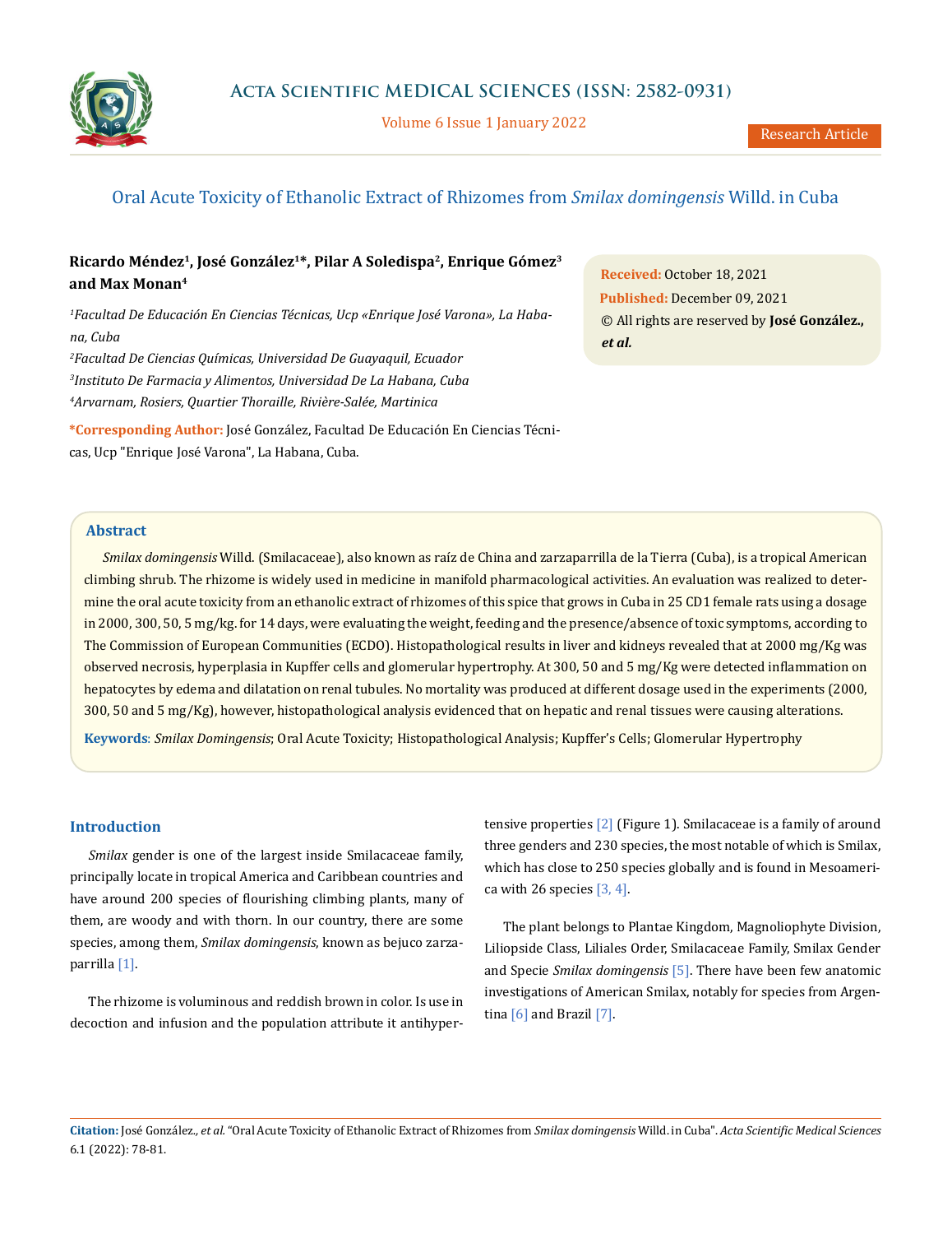# Oral Acute Toxicity of Ethanolic Extract of Rhizomes from *Smilax domingensis* Willd. in Cuba

**Ricardo Méndez[1], José González[1]*, Pilar A Soledispa[2], Enrique Gómez[3] and Max Monan[4]**

*[1]Facultad De Educación En Ciencias Técnicas, Ucp «Enrique José Varona», La Habana, Cuba*

*[2]Facultad De Ciencias Químicas, Universidad De Guayaquil, Ecuador*

*[3]Instituto De Farmacia y Alimentos, Universidad De La Habana, Cuba*

*[4]Arvarnam, Rosiers, Quartier Thoraille, Rivière-Salée, Martinica*

**\*Corresponding Author:** José González, Facultad De Educación En Ciencias Técnicas, Ucp "Enrique José Varona", La Habana, Cuba.

**Received:** October 18, 2021
**Published:** December 09, 2021
© All rights are reserved by **José González., *et al.***

## Abstract

*Smilax domingensis* Willd. (Smilacaceae), also known as raíz de China and zarzaparrilla de la Tierra (Cuba), is a tropical American climbing shrub. The rhizome is widely used in medicine in manifold pharmacological activities. An evaluation was realized to determine the oral acute toxicity from an ethanolic extract of rhizomes of this spice that grows in Cuba in 25 CD1 female rats using a dosage in 2000, 300, 50, 5 mg/kg. for 14 days, were evaluating the weight, feeding and the presence/absence of toxic symptoms, according to The Commission of European Communities (ECDO). Histopathological results in liver and kidneys revealed that at 2000 mg/Kg was observed necrosis, hyperplasia in Kupffer cells and glomerular hypertrophy. At 300, 50 and 5 mg/Kg were detected inflammation on hepatocytes by edema and dilatation on renal tubules. No mortality was produced at different dosage used in the experiments (2000, 300, 50 and 5 mg/Kg), however, histopathological analysis evidenced that on hepatic and renal tissues were causing alterations.

**Keywords**: *Smilax Domingensis*; Oral Acute Toxicity; Histopathological Analysis; Kupffer's Cells; Glomerular Hypertrophy

## Introduction

*Smilax* gender is one of the largest inside Smilacaceae family, principally locate in tropical America and Caribbean countries and have around 200 species of flourishing climbing plants, many of them, are woody and with thorn. In our country, there are some species, among them, *Smilax domingensis*, known as bejuco zarzaparrilla [1].

The rhizome is voluminous and reddish brown in color. Is use in decoction and infusion and the population attribute it antihypertensive properties [2] (Figure 1). Smilacaceae is a family of around three genders and 230 species, the most notable of which is Smilax, which has close to 250 species globally and is found in Mesoamerica with 26 species [3, 4].

The plant belongs to Plantae Kingdom, Magnoliophyte Division, Liliopside Class, Liliales Order, Smilacaceae Family, Smilax Gender and Specie *Smilax domingensis* [5]. There have been few anatomic investigations of American Smilax, notably for species from Argentina [6] and Brazil [7].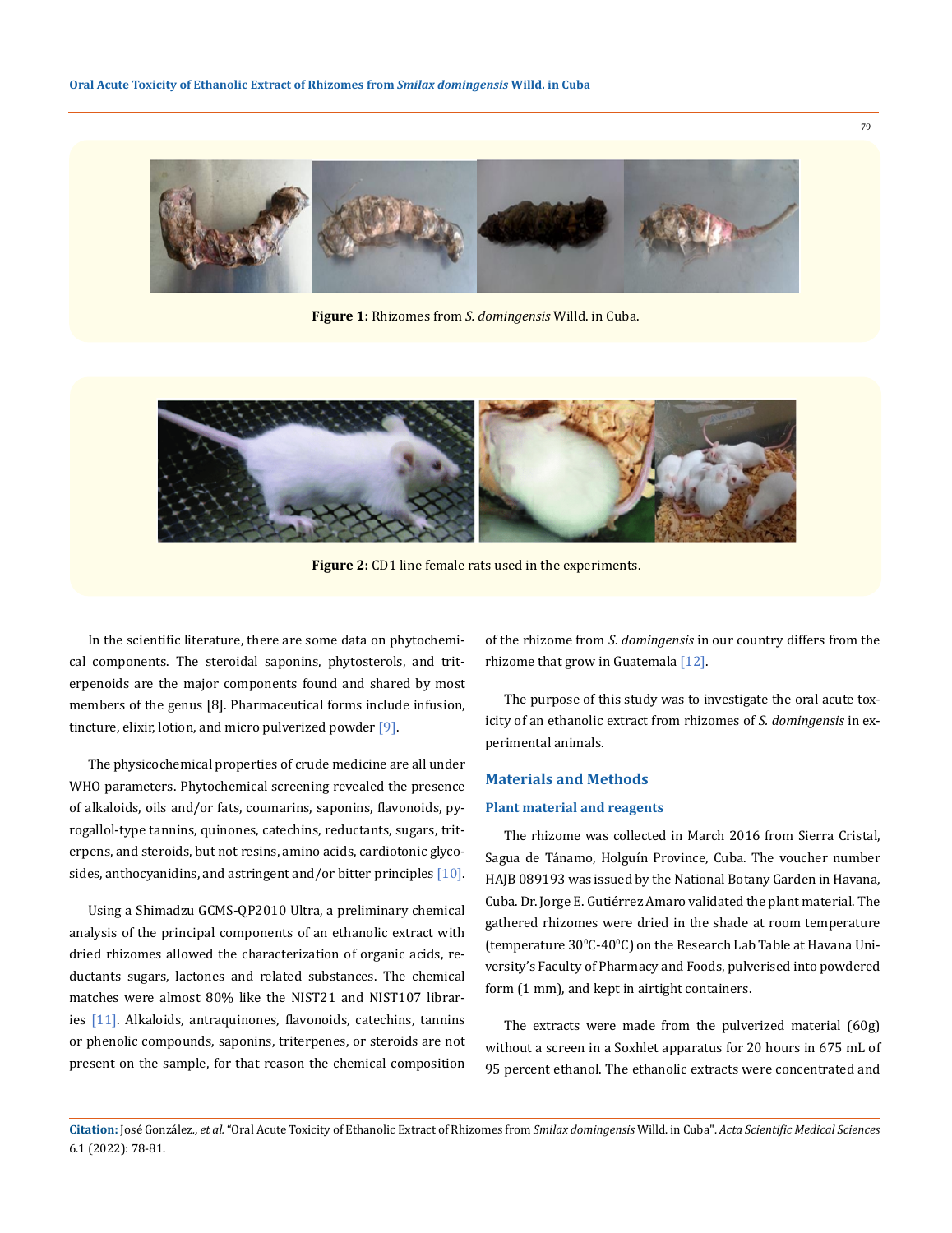**Figure 1:** Rhizomes from *S. domingensis* Willd. in Cuba.

**Figure 2:** CD1 line female rats used in the experiments.

In the scientific literature, there are some data on phytochemical components. The steroidal saponins, phytosterols, and triterpenoids are the major components found and shared by most members of the genus [8]. Pharmaceutical forms include infusion, tincture, elixir, lotion, and micro pulverized powder [9].

The physicochemical properties of crude medicine are all under WHO parameters. Phytochemical screening revealed the presence of alkaloids, oils and/or fats, coumarins, saponins, flavonoids, pyrogallol-type tannins, quinones, catechins, reductants, sugars, triterpens, and steroids, but not resins, amino acids, cardiotonic glycosides, anthocyanidins, and astringent and/or bitter principles [10].

Using a Shimadzu GCMS-QP2010 Ultra, a preliminary chemical analysis of the principal components of an ethanolic extract with dried rhizomes allowed the characterization of organic acids, reductants sugars, lactones and related substances. The chemical matches were almost 80% like the NIST21 and NIST107 libraries [11]. Alkaloids, antraquinones, flavonoids, catechins, tannins or phenolic compounds, saponins, triterpenes, or steroids are not present on the sample, for that reason the chemical composition of the rhizome from *S. domingensis* in our country differs from the rhizome that grow in Guatemala [12].

The purpose of this study was to investigate the oral acute toxicity of an ethanolic extract from rhizomes of *S. domingensis* in experimental animals.

## Materials and Methods

### Plant material and reagents

The rhizome was collected in March 2016 from Sierra Cristal, Sagua de Tánamo, Holguín Province, Cuba. The voucher number HAJB 089193 was issued by the National Botany Garden in Havana, Cuba. Dr. Jorge E. Gutiérrez Amaro validated the plant material. The gathered rhizomes were dried in the shade at room temperature (temperature $30^0$C-$40^0$C) on the Research Lab Table at Havana University's Faculty of Pharmacy and Foods, pulverised into powdered form (1 mm), and kept in airtight containers.

The extracts were made from the pulverized material (60g) without a screen in a Soxhlet apparatus for 20 hours in 675 mL of 95 percent ethanol. The ethanolic extracts were concentrated and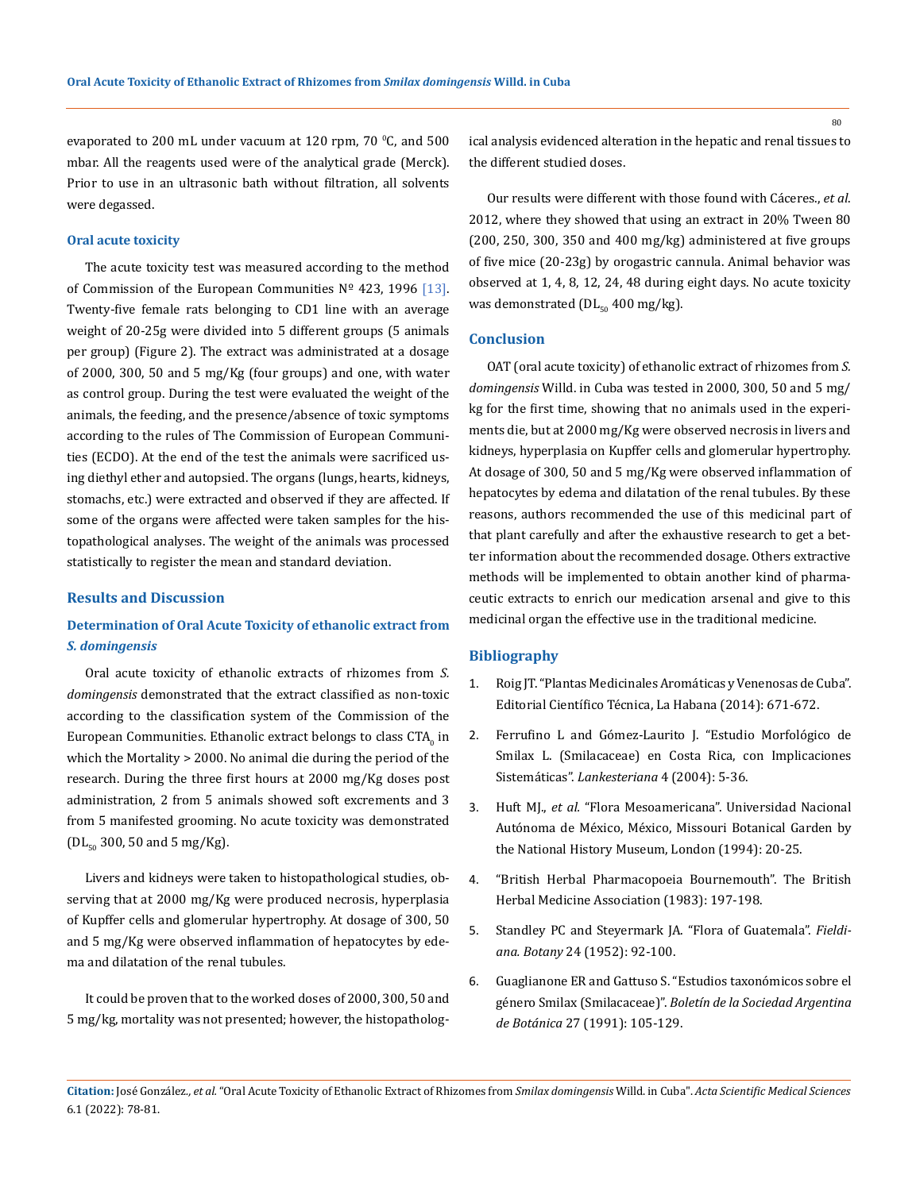evaporated to 200 mL under vacuum at 120 rpm, 70 $^0$C, and 500 mbar. All the reagents used were of the analytical grade (Merck). Prior to use in an ultrasonic bath without filtration, all solvents were degassed.

### Oral acute toxicity

The acute toxicity test was measured according to the method of Commission of the European Communities Nº 423, 1996 [13]. Twenty-five female rats belonging to CD1 line with an average weight of 20-25g were divided into 5 different groups (5 animals per group) (Figure 2). The extract was administrated at a dosage of 2000, 300, 50 and 5 mg/Kg (four groups) and one, with water as control group. During the test were evaluated the weight of the animals, the feeding, and the presence/absence of toxic symptoms according to the rules of The Commission of European Communities (ECDO). At the end of the test the animals were sacrificed using diethyl ether and autopsied. The organs (lungs, hearts, kidneys, stomachs, etc.) were extracted and observed if they are affected. If some of the organs were affected were taken samples for the histopathological analyses. The weight of the animals was processed statistically to register the mean and standard deviation.

## Results and Discussion

### Determination of Oral Acute Toxicity of ethanolic extract from *S. domingensis*

Oral acute toxicity of ethanolic extracts of rhizomes from *S. domingensis* demonstrated that the extract classified as non-toxic according to the classification system of the Commission of the European Communities. Ethanolic extract belongs to class $CTA_0$ in which the Mortality > 2000. No animal die during the period of the research. During the three first hours at 2000 mg/Kg doses post administration, 2 from 5 animals showed soft excrements and 3 from 5 manifested grooming. No acute toxicity was demonstrated ($DL_{50}$ 300, 50 and 5 mg/Kg).

Livers and kidneys were taken to histopathological studies, observing that at 2000 mg/Kg were produced necrosis, hyperplasia of Kupffer cells and glomerular hypertrophy. At dosage of 300, 50 and 5 mg/Kg were observed inflammation of hepatocytes by edema and dilatation of the renal tubules.

It could be proven that to the worked doses of 2000, 300, 50 and 5 mg/kg, mortality was not presented; however, the histopathological analysis evidenced alteration in the hepatic and renal tissues to the different studied doses.

Our results were different with those found with Cáceres., *et al.* 2012, where they showed that using an extract in 20% Tween 80 (200, 250, 300, 350 and 400 mg/kg) administered at five groups of five mice (20-23g) by orogastric cannula. Animal behavior was observed at 1, 4, 8, 12, 24, 48 during eight days. No acute toxicity was demonstrated ($DL_{50}$ 400 mg/kg).

## Conclusion

OAT (oral acute toxicity) of ethanolic extract of rhizomes from *S. domingensis* Willd. in Cuba was tested in 2000, 300, 50 and 5 mg/kg for the first time, showing that no animals used in the experiments die, but at 2000 mg/Kg were observed necrosis in livers and kidneys, hyperplasia on Kupffer cells and glomerular hypertrophy. At dosage of 300, 50 and 5 mg/Kg were observed inflammation of hepatocytes by edema and dilatation of the renal tubules. By these reasons, authors recommended the use of this medicinal part of that plant carefully and after the exhaustive research to get a better information about the recommended dosage. Others extractive methods will be implemented to obtain another kind of pharmaceutic extracts to enrich our medication arsenal and give to this medicinal organ the effective use in the traditional medicine.

## Bibliography

1. Roig JT. "Plantas Medicinales Aromáticas y Venenosas de Cuba". Editorial Científico Técnica, La Habana (2014): 671-672.
2. Ferrufino L and Gómez-Laurito J. "Estudio Morfológico de Smilax L. (Smilacaceae) en Costa Rica, con Implicaciones Sistemáticas". *Lankesteriana* 4 (2004): 5-36.
3. Huft MJ., *et al.* "Flora Mesoamericana". Universidad Nacional Autónoma de México, México, Missouri Botanical Garden by the National History Museum, London (1994): 20-25.
4. "British Herbal Pharmacopoeia Bournemouth". The British Herbal Medicine Association (1983): 197-198.
5. Standley PC and Steyermark JA. "Flora of Guatemala". *Fieldiana. Botany* 24 (1952): 92-100.
6. Guaglianone ER and Gattuso S. "Estudios taxonómicos sobre el género Smilax (Smilacaceae)". *Boletín de la Sociedad Argentina de Botánica* 27 (1991): 105-129.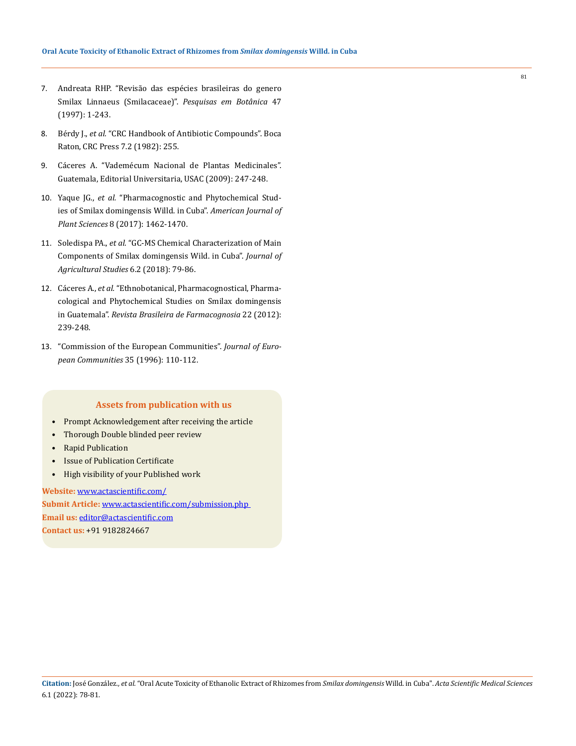7. Andreata RHP. "Revisão das espécies brasileiras do genero Smilax Linnaeus (Smilacaceae)". *Pesquisas em Botânica* 47 (1997): 1-243.

8. Bérdy J., *et al.* "CRC Handbook of Antibiotic Compounds". Boca Raton, CRC Press 7.2 (1982): 255.

9. Cáceres A. "Vademécum Nacional de Plantas Medicinales". Guatemala, Editorial Universitaria, USAC (2009): 247-248.

10. Yaque JG., *et al.* "Pharmacognostic and Phytochemical Studies of Smilax domingensis Willd. in Cuba". *American Journal of Plant Sciences* 8 (2017): 1462-1470.

11. Soledispa PA., *et al.* "GC-MS Chemical Characterization of Main Components of Smilax domingensis Wild. in Cuba". *Journal of Agricultural Studies* 6.2 (2018): 79-86.

12. Cáceres A., *et al.* "Ethnobotanical, Pharmacognostical, Pharmacological and Phytochemical Studies on Smilax domingensis in Guatemala". *Revista Brasileira de Farmacognosia* 22 (2012): 239-248.

13. "Commission of the European Communities". *Journal of European Communities* 35 (1996): 110-112.

**Assets from publication with us**

- Prompt Acknowledgement after receiving the article
- Thorough Double blinded peer review
- Rapid Publication
- Issue of Publication Certificate
- High visibility of your Published work

**Website:** www.actascientific.com/
**Submit Article:** www.actascientific.com/submission.php
**Email us:** editor@actascientific.com
**Contact us:** +91 9182824667

**Citation:** José González., *et al.* "Oral Acute Toxicity of Ethanolic Extract of Rhizomes from *Smilax domingensis* Willd. in Cuba". *Acta Scientific Medical Sciences* 6.1 (2022): 78-81.